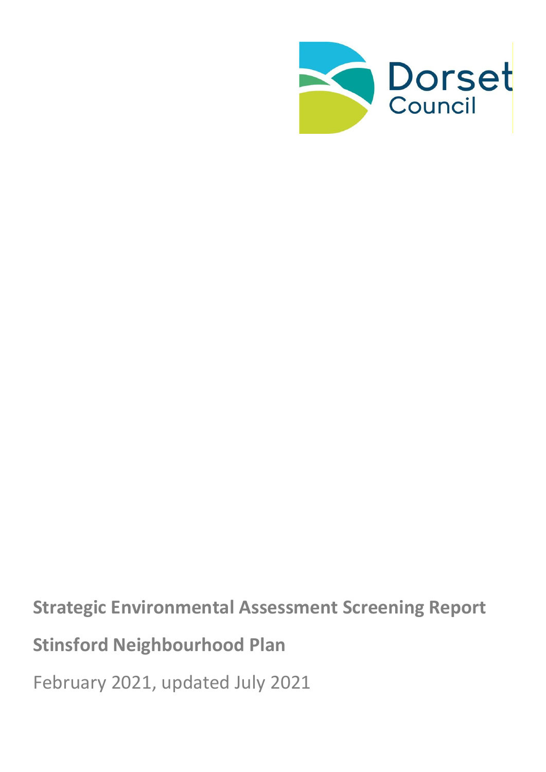Dorset Council

**Strategic Environmental Assessment Screening Report**

**Stinsford Neighbourhood Plan**

February 2021, updated July 2021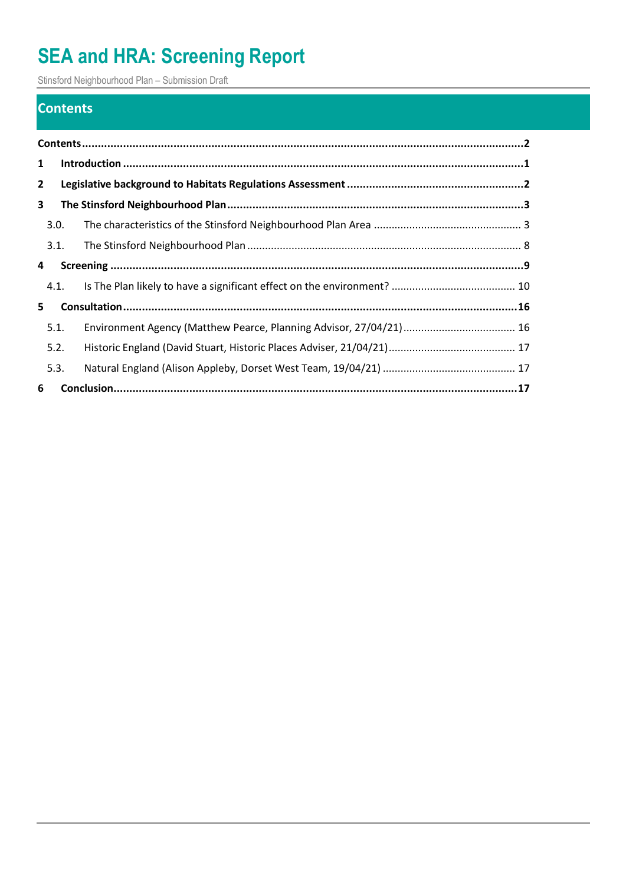## Contents

| | | |
|---|---|---|
| **Contents** | | **2** |
| **1** | **Introduction** | **1** |
| **2** | **Legislative background to Habitats Regulations Assessment** | **2** |
| **3** | **The Stinsford Neighbourhood Plan** | **3** |
| 3.0. | The characteristics of the Stinsford Neighbourhood Plan Area | 3 |
| 3.1. | The Stinsford Neighbourhood Plan | 8 |
| **4** | **Screening** | **9** |
| 4.1. | Is The Plan likely to have a significant effect on the environment? | 10 |
| **5** | **Consultation** | **16** |
| 5.1. | Environment Agency (Matthew Pearce, Planning Advisor, 27/04/21) | 16 |
| 5.2. | Historic England (David Stuart, Historic Places Adviser, 21/04/21) | 17 |
| 5.3. | Natural England (Alison Appleby, Dorset West Team, 19/04/21) | 17 |
| **6** | **Conclusion** | **17** |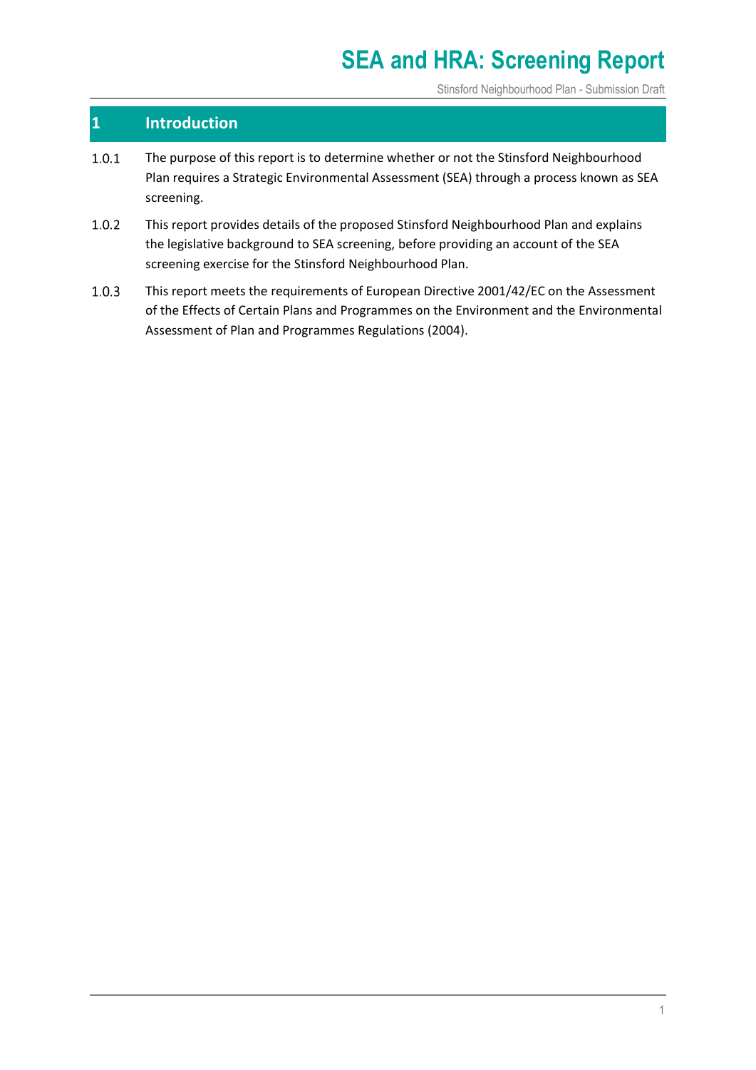# 1 Introduction

1.0.1 The purpose of this report is to determine whether or not the Stinsford Neighbourhood Plan requires a Strategic Environmental Assessment (SEA) through a process known as SEA screening.

1.0.2 This report provides details of the proposed Stinsford Neighbourhood Plan and explains the legislative background to SEA screening, before providing an account of the SEA screening exercise for the Stinsford Neighbourhood Plan.

1.0.3 This report meets the requirements of European Directive 2001/42/EC on the Assessment of the Effects of Certain Plans and Programmes on the Environment and the Environmental Assessment of Plan and Programmes Regulations (2004).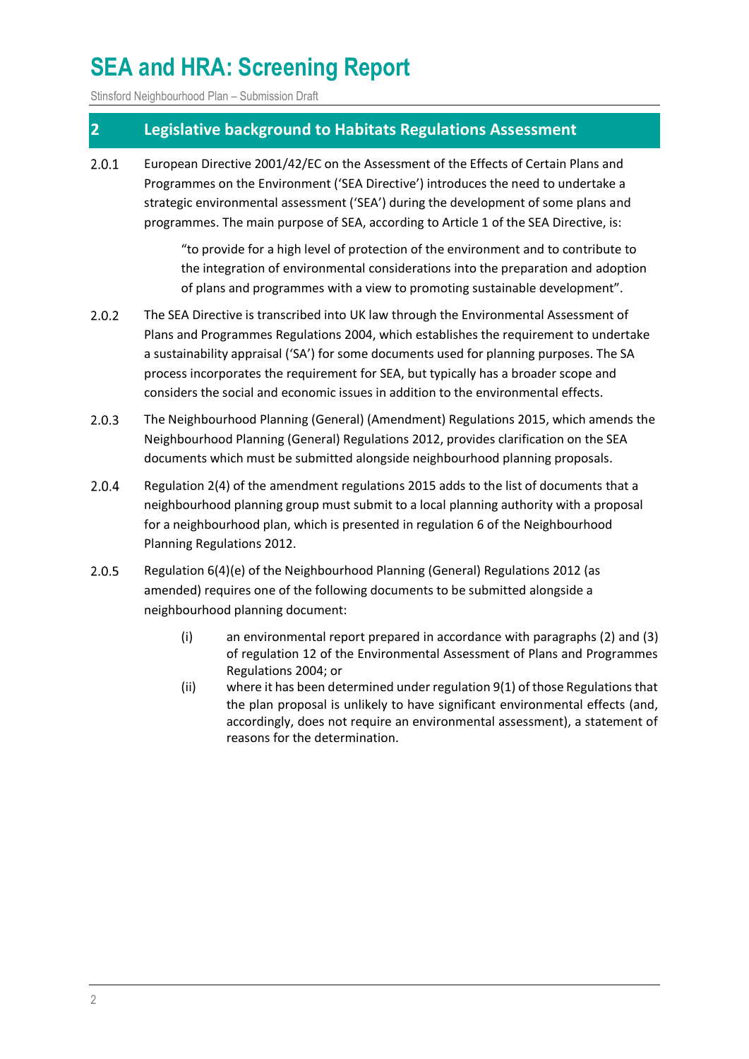## 2 Legislative background to Habitats Regulations Assessment

2.0.1 European Directive 2001/42/EC on the Assessment of the Effects of Certain Plans and Programmes on the Environment ('SEA Directive') introduces the need to undertake a strategic environmental assessment ('SEA') during the development of some plans and programmes. The main purpose of SEA, according to Article 1 of the SEA Directive, is:

> "to provide for a high level of protection of the environment and to contribute to the integration of environmental considerations into the preparation and adoption of plans and programmes with a view to promoting sustainable development".

2.0.2 The SEA Directive is transcribed into UK law through the Environmental Assessment of Plans and Programmes Regulations 2004, which establishes the requirement to undertake a sustainability appraisal ('SA') for some documents used for planning purposes. The SA process incorporates the requirement for SEA, but typically has a broader scope and considers the social and economic issues in addition to the environmental effects.

2.0.3 The Neighbourhood Planning (General) (Amendment) Regulations 2015, which amends the Neighbourhood Planning (General) Regulations 2012, provides clarification on the SEA documents which must be submitted alongside neighbourhood planning proposals.

2.0.4 Regulation 2(4) of the amendment regulations 2015 adds to the list of documents that a neighbourhood planning group must submit to a local planning authority with a proposal for a neighbourhood plan, which is presented in regulation 6 of the Neighbourhood Planning Regulations 2012.

2.0.5 Regulation 6(4)(e) of the Neighbourhood Planning (General) Regulations 2012 (as amended) requires one of the following documents to be submitted alongside a neighbourhood planning document:

- (i) an environmental report prepared in accordance with paragraphs (2) and (3) of regulation 12 of the Environmental Assessment of Plans and Programmes Regulations 2004; or
- (ii) where it has been determined under regulation 9(1) of those Regulations that the plan proposal is unlikely to have significant environmental effects (and, accordingly, does not require an environmental assessment), a statement of reasons for the determination.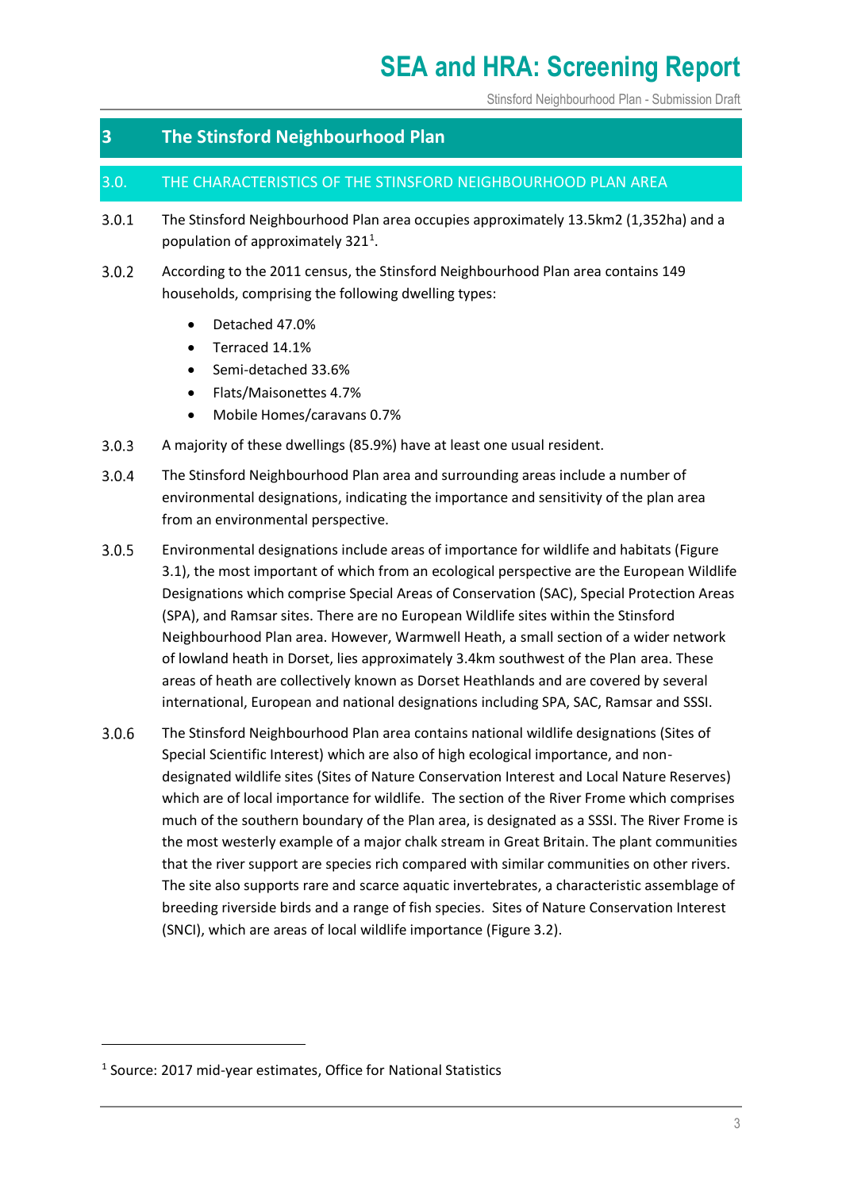# 3 The Stinsford Neighbourhood Plan

## 3.0. THE CHARACTERISTICS OF THE STINSFORD NEIGHBOURHOOD PLAN AREA

3.0.1 The Stinsford Neighbourhood Plan area occupies approximately 13.5km2 (1,352ha) and a population of approximately 321[1].

3.0.2 According to the 2011 census, the Stinsford Neighbourhood Plan area contains 149 households, comprising the following dwelling types:

- Detached 47.0%
- Terraced 14.1%
- Semi-detached 33.6%
- Flats/Maisonettes 4.7%
- Mobile Homes/caravans 0.7%

3.0.3 A majority of these dwellings (85.9%) have at least one usual resident.

3.0.4 The Stinsford Neighbourhood Plan area and surrounding areas include a number of environmental designations, indicating the importance and sensitivity of the plan area from an environmental perspective.

3.0.5 Environmental designations include areas of importance for wildlife and habitats (Figure 3.1), the most important of which from an ecological perspective are the European Wildlife Designations which comprise Special Areas of Conservation (SAC), Special Protection Areas (SPA), and Ramsar sites. There are no European Wildlife sites within the Stinsford Neighbourhood Plan area. However, Warmwell Heath, a small section of a wider network of lowland heath in Dorset, lies approximately 3.4km southwest of the Plan area. These areas of heath are collectively known as Dorset Heathlands and are covered by several international, European and national designations including SPA, SAC, Ramsar and SSSI.

3.0.6 The Stinsford Neighbourhood Plan area contains national wildlife designations (Sites of Special Scientific Interest) which are also of high ecological importance, and non-designated wildlife sites (Sites of Nature Conservation Interest and Local Nature Reserves) which are of local importance for wildlife. The section of the River Frome which comprises much of the southern boundary of the Plan area, is designated as a SSSI. The River Frome is the most westerly example of a major chalk stream in Great Britain. The plant communities that the river support are species rich compared with similar communities on other rivers. The site also supports rare and scarce aquatic invertebrates, a characteristic assemblage of breeding riverside birds and a range of fish species. Sites of Nature Conservation Interest (SNCI), which are areas of local wildlife importance (Figure 3.2).

---

[1] Source: 2017 mid-year estimates, Office for National Statistics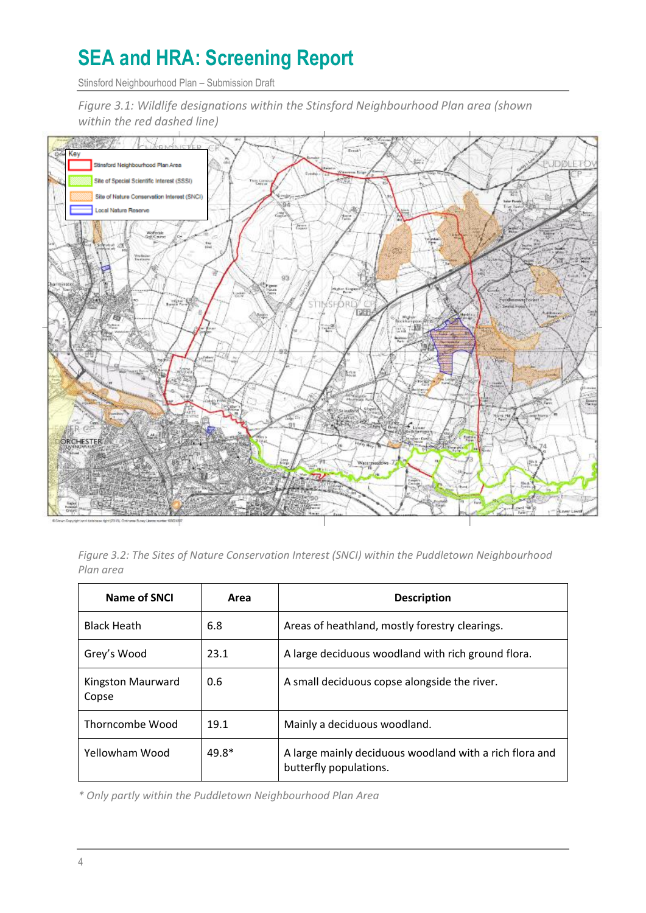*Figure 3.1: Wildlife designations within the Stinsford Neighbourhood Plan area (shown within the red dashed line)*

*Figure 3.2: The Sites of Nature Conservation Interest (SNCI) within the Puddletown Neighbourhood Plan area*

| Name of SNCI | Area | Description |
|---|---|---|
| Black Heath | 6.8 | Areas of heathland, mostly forestry clearings. |
| Grey's Wood | 23.1 | A large deciduous woodland with rich ground flora. |
| Kingston Maurward Copse | 0.6 | A small deciduous copse alongside the river. |
| Thorncombe Wood | 19.1 | Mainly a deciduous woodland. |
| Yellowham Wood | 49.8* | A large mainly deciduous woodland with a rich flora and butterfly populations. |

*\* Only partly within the Puddletown Neighbourhood Plan Area*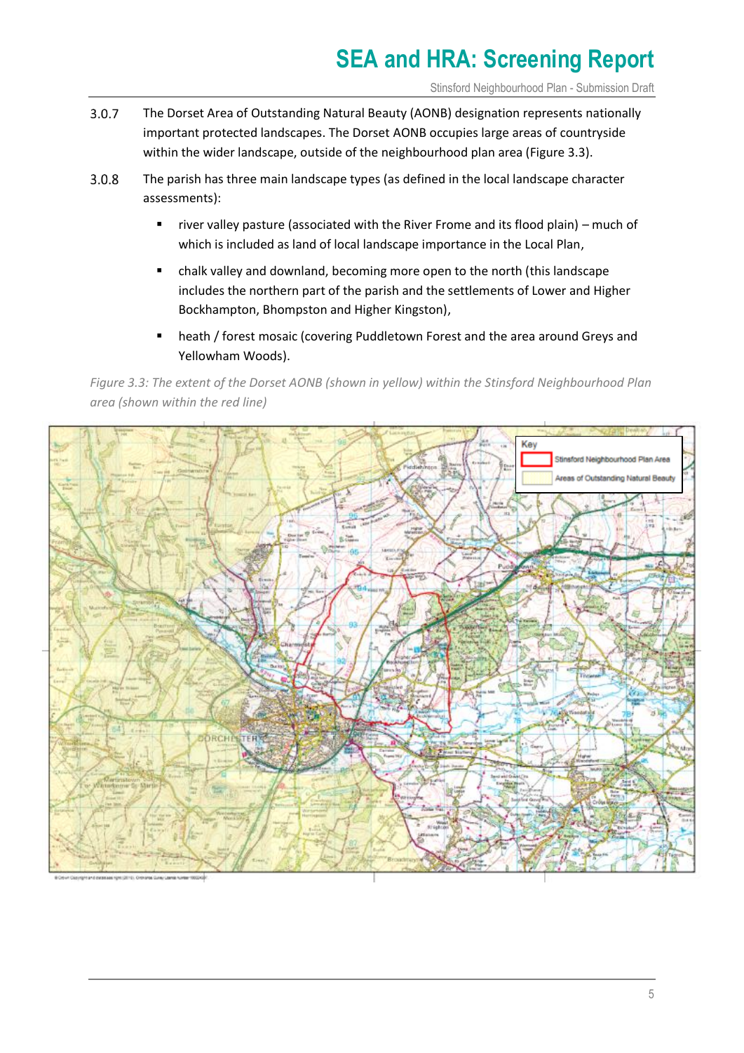3.0.7 The Dorset Area of Outstanding Natural Beauty (AONB) designation represents nationally important protected landscapes. The Dorset AONB occupies large areas of countryside within the wider landscape, outside of the neighbourhood plan area (Figure 3.3).

3.0.8 The parish has three main landscape types (as defined in the local landscape character assessments):

- river valley pasture (associated with the River Frome and its flood plain) – much of which is included as land of local landscape importance in the Local Plan,
- chalk valley and downland, becoming more open to the north (this landscape includes the northern part of the parish and the settlements of Lower and Higher Bockhampton, Bhompston and Higher Kingston),
- heath / forest mosaic (covering Puddletown Forest and the area around Greys and Yellowham Woods).

*Figure 3.3: The extent of the Dorset AONB (shown in yellow) within the Stinsford Neighbourhood Plan area (shown within the red line)*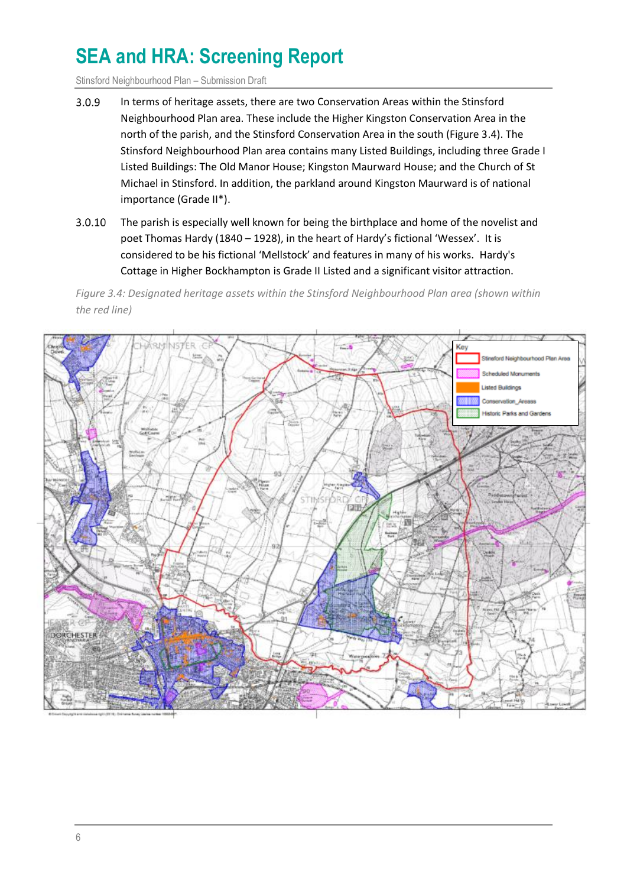3.0.9 In terms of heritage assets, there are two Conservation Areas within the Stinsford Neighbourhood Plan area. These include the Higher Kingston Conservation Area in the north of the parish, and the Stinsford Conservation Area in the south (Figure 3.4). The Stinsford Neighbourhood Plan area contains many Listed Buildings, including three Grade I Listed Buildings: The Old Manor House; Kingston Maurward House; and the Church of St Michael in Stinsford. In addition, the parkland around Kingston Maurward is of national importance (Grade II*).

3.0.10 The parish is especially well known for being the birthplace and home of the novelist and poet Thomas Hardy (1840 – 1928), in the heart of Hardy's fictional 'Wessex'. It is considered to be his fictional 'Mellstock' and features in many of his works. Hardy's Cottage in Higher Bockhampton is Grade II Listed and a significant visitor attraction.

*Figure 3.4: Designated heritage assets within the Stinsford Neighbourhood Plan area (shown within the red line)*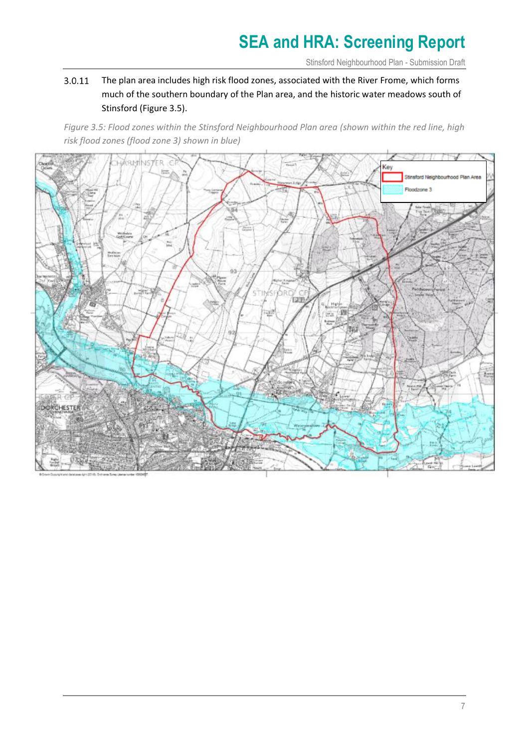3.0.11 The plan area includes high risk flood zones, associated with the River Frome, which forms much of the southern boundary of the Plan area, and the historic water meadows south of Stinsford (Figure 3.5).

*Figure 3.5: Flood zones within the Stinsford Neighbourhood Plan area (shown within the red line, high risk flood zones (flood zone 3) shown in blue)*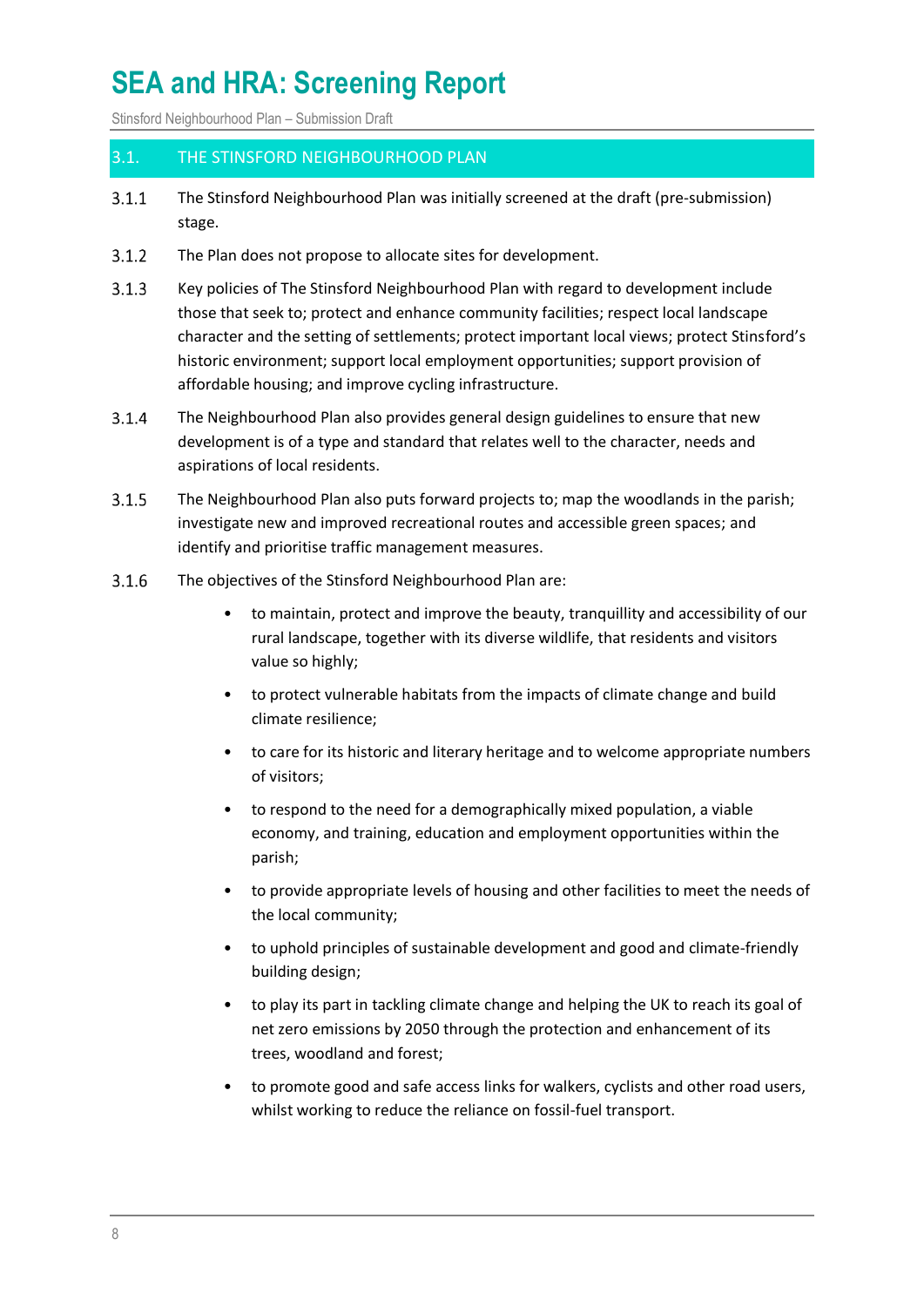## 3.1. THE STINSFORD NEIGHBOURHOOD PLAN

3.1.1 The Stinsford Neighbourhood Plan was initially screened at the draft (pre-submission) stage.

3.1.2 The Plan does not propose to allocate sites for development.

3.1.3 Key policies of The Stinsford Neighbourhood Plan with regard to development include those that seek to; protect and enhance community facilities; respect local landscape character and the setting of settlements; protect important local views; protect Stinsford's historic environment; support local employment opportunities; support provision of affordable housing; and improve cycling infrastructure.

3.1.4 The Neighbourhood Plan also provides general design guidelines to ensure that new development is of a type and standard that relates well to the character, needs and aspirations of local residents.

3.1.5 The Neighbourhood Plan also puts forward projects to; map the woodlands in the parish; investigate new and improved recreational routes and accessible green spaces; and identify and prioritise traffic management measures.

3.1.6 The objectives of the Stinsford Neighbourhood Plan are:

- to maintain, protect and improve the beauty, tranquillity and accessibility of our rural landscape, together with its diverse wildlife, that residents and visitors value so highly;
- to protect vulnerable habitats from the impacts of climate change and build climate resilience;
- to care for its historic and literary heritage and to welcome appropriate numbers of visitors;
- to respond to the need for a demographically mixed population, a viable economy, and training, education and employment opportunities within the parish;
- to provide appropriate levels of housing and other facilities to meet the needs of the local community;
- to uphold principles of sustainable development and good and climate-friendly building design;
- to play its part in tackling climate change and helping the UK to reach its goal of net zero emissions by 2050 through the protection and enhancement of its trees, woodland and forest;
- to promote good and safe access links for walkers, cyclists and other road users, whilst working to reduce the reliance on fossil-fuel transport.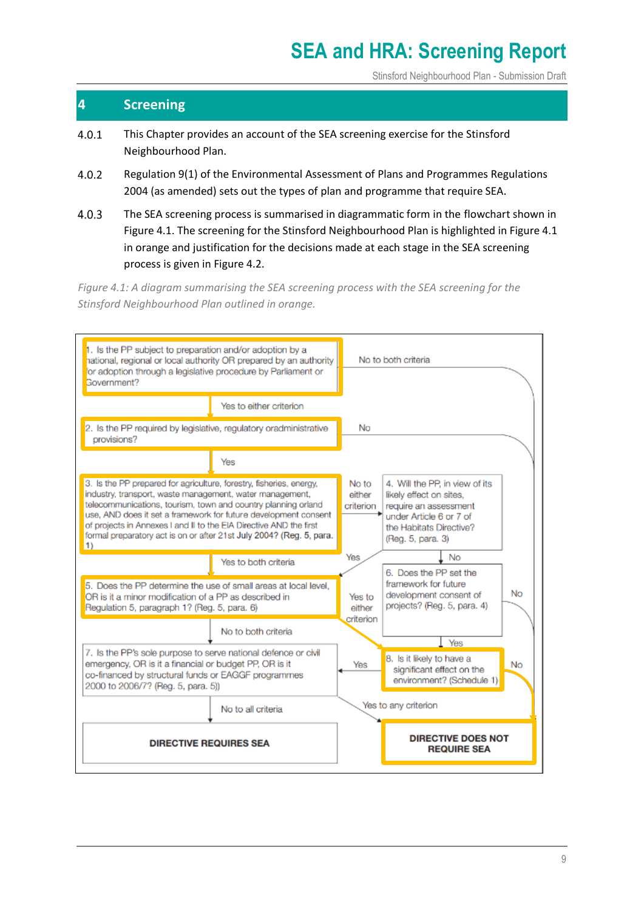## 4 Screening

4.0.1 This Chapter provides an account of the SEA screening exercise for the Stinsford Neighbourhood Plan.

4.0.2 Regulation 9(1) of the Environmental Assessment of Plans and Programmes Regulations 2004 (as amended) sets out the types of plan and programme that require SEA.

4.0.3 The SEA screening process is summarised in diagrammatic form in the flowchart shown in Figure 4.1. The screening for the Stinsford Neighbourhood Plan is highlighted in Figure 4.1 in orange and justification for the decisions made at each stage in the SEA screening process is given in Figure 4.2.

*Figure 4.1: A diagram summarising the SEA screening process with the SEA screening for the Stinsford Neighbourhood Plan outlined in orange.*

1. Is the PP subject to preparation and/or adoption by a national, regional or local authority OR prepared by an authority for adoption through a legislative procedure by Parliament or Government?
   - No to both criteria → DIRECTIVE DOES NOT REQUIRE SEA
   - Yes to either criterion → 2

2. Is the PP required by legislative, regulatory oradministrative provisions?
   - No → DIRECTIVE DOES NOT REQUIRE SEA
   - Yes → 3

3. Is the PP prepared for agriculture, forestry, fisheries, energy, industry, transport, waste management, water management, telecommunications, tourism, town and country planning orland use, AND does it set a framework for future development consent of projects in Annexes I and II to the EIA Directive AND the first formal preparatory act is on or after 21st July 2004? (Reg. 5, para. 1)
   - No to either criterion → 4
   - Yes to both criteria → 5

4. Will the PP, in view of its likely effect on sites, require an assessment under Article 6 or 7 of the Habitats Directive? (Reg. 5, para. 3)
   - Yes → 5
   - No → 6

5. Does the PP determine the use of small areas at local level, OR is it a minor modification of a PP as described in Regulation 5, paragraph 1? (Reg. 5, para. 6)
   - Yes to either criterion → 8
   - No to both criteria → 7

6. Does the PP set the framework for future development consent of projects? (Reg. 5, para. 4)
   - No → DIRECTIVE DOES NOT REQUIRE SEA
   - Yes → 8

7. Is the PP's sole purpose to serve national defence or civil emergency, OR is it a financial or budget PP, OR is it co-financed by structural funds or EAGGF programmes 2000 to 2006/7? (Reg. 5, para. 5))
   - Yes → DIRECTIVE DOES NOT REQUIRE SEA
   - No to all criteria → DIRECTIVE REQUIRES SEA

8. Is it likely to have a significant effect on the environment? (Schedule 1)
   - Yes to any criterion → DIRECTIVE REQUIRES SEA
   - No → DIRECTIVE DOES NOT REQUIRE SEA

**DIRECTIVE REQUIRES SEA**

**DIRECTIVE DOES NOT REQUIRE SEA**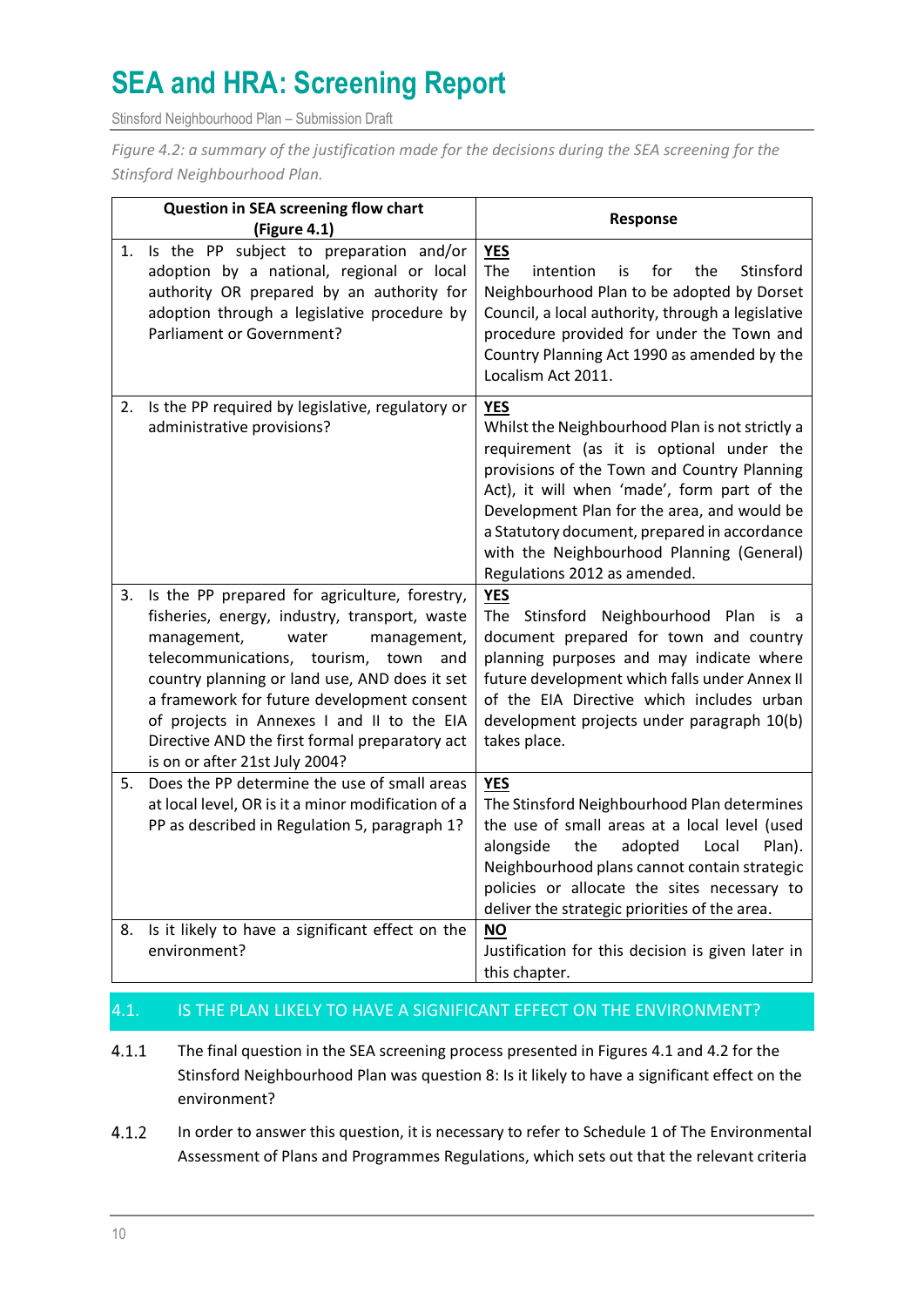*Figure 4.2: a summary of the justification made for the decisions during the SEA screening for the Stinsford Neighbourhood Plan.*

| Question in SEA screening flow chart (Figure 4.1) | Response |
|---|---|
| 1. Is the PP subject to preparation and/or adoption by a national, regional or local authority OR prepared by an authority for adoption through a legislative procedure by Parliament or Government? | **YES**<br>The intention is for the Stinsford Neighbourhood Plan to be adopted by Dorset Council, a local authority, through a legislative procedure provided for under the Town and Country Planning Act 1990 as amended by the Localism Act 2011. |
| 2. Is the PP required by legislative, regulatory or administrative provisions? | **YES**<br>Whilst the Neighbourhood Plan is not strictly a requirement (as it is optional under the provisions of the Town and Country Planning Act), it will when 'made', form part of the Development Plan for the area, and would be a Statutory document, prepared in accordance with the Neighbourhood Planning (General) Regulations 2012 as amended. |
| 3. Is the PP prepared for agriculture, forestry, fisheries, energy, industry, transport, waste management, water management, telecommunications, tourism, town and country planning or land use, AND does it set a framework for future development consent of projects in Annexes I and II to the EIA Directive AND the first formal preparatory act is on or after 21st July 2004? | **YES**<br>The Stinsford Neighbourhood Plan is a document prepared for town and country planning purposes and may indicate where future development which falls under Annex II of the EIA Directive which includes urban development projects under paragraph 10(b) takes place. |
| 5. Does the PP determine the use of small areas at local level, OR is it a minor modification of a PP as described in Regulation 5, paragraph 1? | **YES**<br>The Stinsford Neighbourhood Plan determines the use of small areas at a local level (used alongside the adopted Local Plan). Neighbourhood plans cannot contain strategic policies or allocate the sites necessary to deliver the strategic priorities of the area. |
| 8. Is it likely to have a significant effect on the environment? | **NO**<br>Justification for this decision is given later in this chapter. |

## 4.1. IS THE PLAN LIKELY TO HAVE A SIGNIFICANT EFFECT ON THE ENVIRONMENT?

4.1.1 The final question in the SEA screening process presented in Figures 4.1 and 4.2 for the Stinsford Neighbourhood Plan was question 8: Is it likely to have a significant effect on the environment?

4.1.2 In order to answer this question, it is necessary to refer to Schedule 1 of The Environmental Assessment of Plans and Programmes Regulations, which sets out that the relevant criteria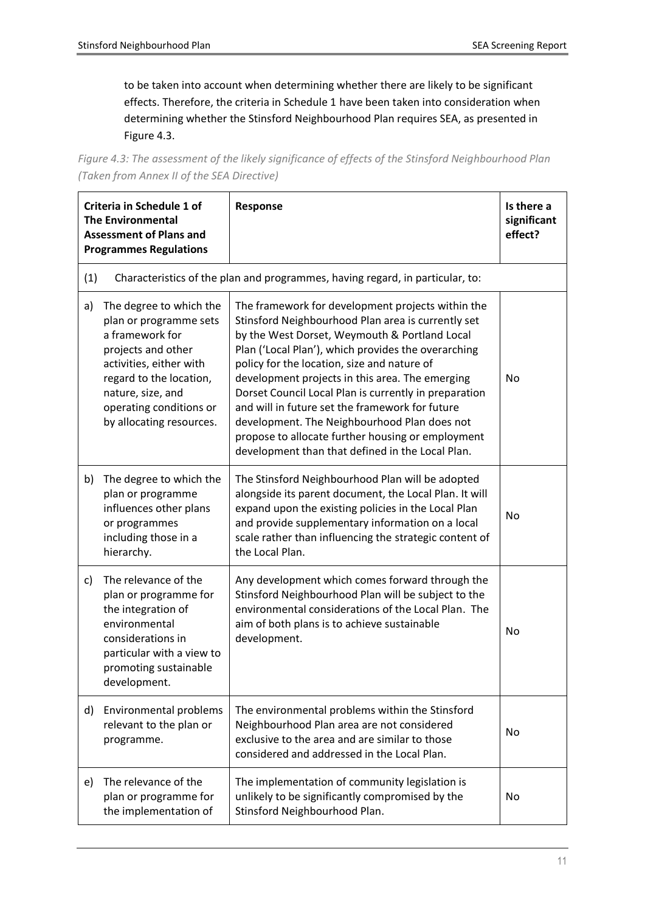to be taken into account when determining whether there are likely to be significant effects. Therefore, the criteria in Schedule 1 have been taken into consideration when determining whether the Stinsford Neighbourhood Plan requires SEA, as presented in Figure 4.3.

*Figure 4.3: The assessment of the likely significance of effects of the Stinsford Neighbourhood Plan (Taken from Annex II of the SEA Directive)*

| Criteria in Schedule 1 of The Environmental Assessment of Plans and Programmes Regulations | Response | Is there a significant effect? |
|---|---|---|
| (1) Characteristics of the plan and programmes, having regard, in particular, to: | | |
| a) The degree to which the plan or programme sets a framework for projects and other activities, either with regard to the location, nature, size, and operating conditions or by allocating resources. | The framework for development projects within the Stinsford Neighbourhood Plan area is currently set by the West Dorset, Weymouth & Portland Local Plan ('Local Plan'), which provides the overarching policy for the location, size and nature of development projects in this area. The emerging Dorset Council Local Plan is currently in preparation and will in future set the framework for future development. The Neighbourhood Plan does not propose to allocate further housing or employment development than that defined in the Local Plan. | No |
| b) The degree to which the plan or programme influences other plans or programmes including those in a hierarchy. | The Stinsford Neighbourhood Plan will be adopted alongside its parent document, the Local Plan. It will expand upon the existing policies in the Local Plan and provide supplementary information on a local scale rather than influencing the strategic content of the Local Plan. | No |
| c) The relevance of the plan or programme for the integration of environmental considerations in particular with a view to promoting sustainable development. | Any development which comes forward through the Stinsford Neighbourhood Plan will be subject to the environmental considerations of the Local Plan. The aim of both plans is to achieve sustainable development. | No |
| d) Environmental problems relevant to the plan or programme. | The environmental problems within the Stinsford Neighbourhood Plan area are not considered exclusive to the area and are similar to those considered and addressed in the Local Plan. | No |
| e) The relevance of the plan or programme for the implementation of | The implementation of community legislation is unlikely to be significantly compromised by the Stinsford Neighbourhood Plan. | No |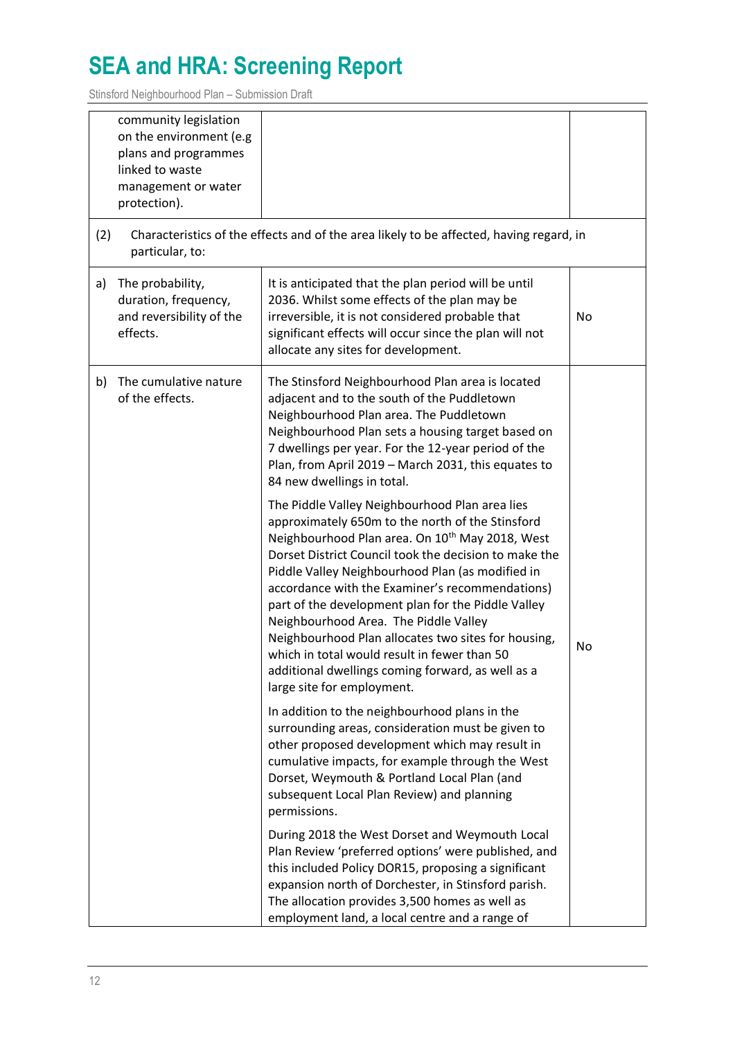| | | |
|---|---|---|
| community legislation on the environment (e.g plans and programmes linked to waste management or water protection). | | |
| (2) Characteristics of the effects and of the area likely to be affected, having regard, in particular, to: | | |
| a) The probability, duration, frequency, and reversibility of the effects. | It is anticipated that the plan period will be until 2036. Whilst some effects of the plan may be irreversible, it is not considered probable that significant effects will occur since the plan will not allocate any sites for development. | No |
| b) The cumulative nature of the effects. | The Stinsford Neighbourhood Plan area is located adjacent and to the south of the Puddletown Neighbourhood Plan area. The Puddletown Neighbourhood Plan sets a housing target based on 7 dwellings per year. For the 12-year period of the Plan, from April 2019 – March 2031, this equates to 84 new dwellings in total.<br><br>The Piddle Valley Neighbourhood Plan area lies approximately 650m to the north of the Stinsford Neighbourhood Plan area. On 10th May 2018, West Dorset District Council took the decision to make the Piddle Valley Neighbourhood Plan (as modified in accordance with the Examiner's recommendations) part of the development plan for the Piddle Valley Neighbourhood Area. The Piddle Valley Neighbourhood Plan allocates two sites for housing, which in total would result in fewer than 50 additional dwellings coming forward, as well as a large site for employment.<br><br>In addition to the neighbourhood plans in the surrounding areas, consideration must be given to other proposed development which may result in cumulative impacts, for example through the West Dorset, Weymouth & Portland Local Plan (and subsequent Local Plan Review) and planning permissions.<br><br>During 2018 the West Dorset and Weymouth Local Plan Review 'preferred options' were published, and this included Policy DOR15, proposing a significant expansion north of Dorchester, in Stinsford parish. The allocation provides 3,500 homes as well as employment land, a local centre and a range of | No |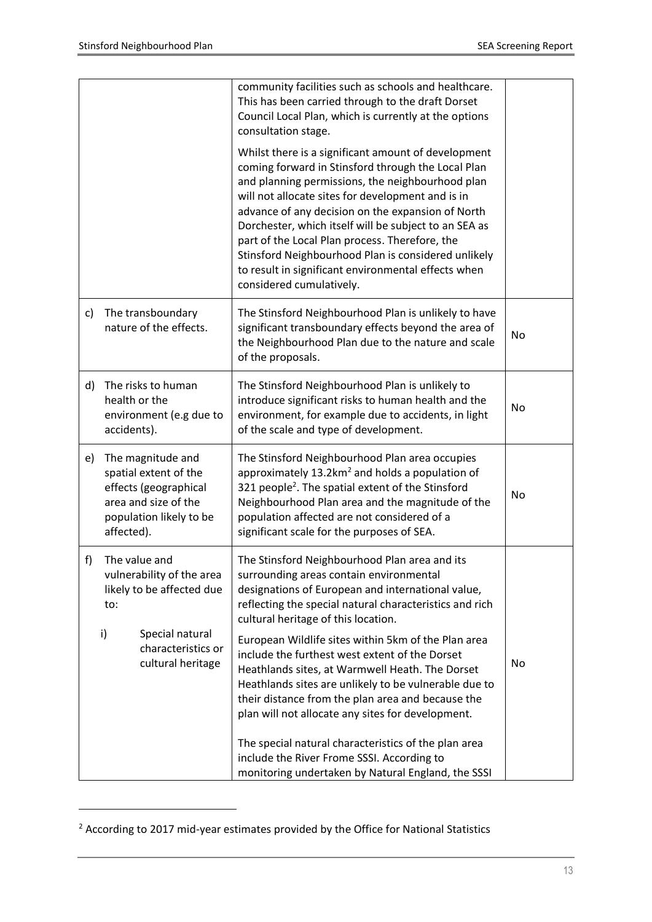| | | |
|---|---|---|
| | community facilities such as schools and healthcare. This has been carried through to the draft Dorset Council Local Plan, which is currently at the options consultation stage.<br><br>Whilst there is a significant amount of development coming forward in Stinsford through the Local Plan and planning permissions, the neighbourhood plan will not allocate sites for development and is in advance of any decision on the expansion of North Dorchester, which itself will be subject to an SEA as part of the Local Plan process. Therefore, the Stinsford Neighbourhood Plan is considered unlikely to result in significant environmental effects when considered cumulatively. | |
| c) The transboundary nature of the effects. | The Stinsford Neighbourhood Plan is unlikely to have significant transboundary effects beyond the area of the Neighbourhood Plan due to the nature and scale of the proposals. | No |
| d) The risks to human health or the environment (e.g due to accidents). | The Stinsford Neighbourhood Plan is unlikely to introduce significant risks to human health and the environment, for example due to accidents, in light of the scale and type of development. | No |
| e) The magnitude and spatial extent of the effects (geographical area and size of the population likely to be affected). | The Stinsford Neighbourhood Plan area occupies approximately 13.2km$^2$ and holds a population of 321 people[2]. The spatial extent of the Stinsford Neighbourhood Plan area and the magnitude of the population affected are not considered of a significant scale for the purposes of SEA. | No |
| f) The value and vulnerability of the area likely to be affected due to:<br><br>i) Special natural characteristics or cultural heritage | The Stinsford Neighbourhood Plan area and its surrounding areas contain environmental designations of European and international value, reflecting the special natural characteristics and rich cultural heritage of this location.<br><br>European Wildlife sites within 5km of the Plan area include the furthest west extent of the Dorset Heathlands sites, at Warmwell Heath. The Dorset Heathlands sites are unlikely to be vulnerable due to their distance from the plan area and because the plan will not allocate any sites for development.<br><br>The special natural characteristics of the plan area include the River Frome SSSI. According to monitoring undertaken by Natural England, the SSSI | No |

[2] According to 2017 mid-year estimates provided by the Office for National Statistics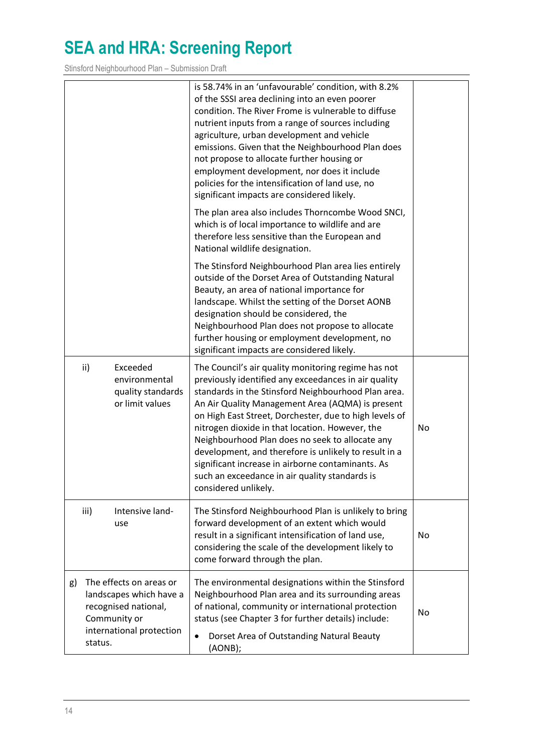| | | |
|---|---|---|
| | is 58.74% in an 'unfavourable' condition, with 8.2% of the SSSI area declining into an even poorer condition. The River Frome is vulnerable to diffuse nutrient inputs from a range of sources including agriculture, urban development and vehicle emissions. Given that the Neighbourhood Plan does not propose to allocate further housing or employment development, nor does it include policies for the intensification of land use, no significant impacts are considered likely.<br><br>The plan area also includes Thorncombe Wood SNCI, which is of local importance to wildlife and are therefore less sensitive than the European and National wildlife designation.<br><br>The Stinsford Neighbourhood Plan area lies entirely outside of the Dorset Area of Outstanding Natural Beauty, an area of national importance for landscape. Whilst the setting of the Dorset AONB designation should be considered, the Neighbourhood Plan does not propose to allocate further housing or employment development, no significant impacts are considered likely. | |
| ii) Exceeded environmental quality standards or limit values | The Council's air quality monitoring regime has not previously identified any exceedances in air quality standards in the Stinsford Neighbourhood Plan area. An Air Quality Management Area (AQMA) is present on High East Street, Dorchester, due to high levels of nitrogen dioxide in that location. However, the Neighbourhood Plan does no seek to allocate any development, and therefore is unlikely to result in a significant increase in airborne contaminants. As such an exceedance in air quality standards is considered unlikely. | No |
| iii) Intensive land-use | The Stinsford Neighbourhood Plan is unlikely to bring forward development of an extent which would result in a significant intensification of land use, considering the scale of the development likely to come forward through the plan. | No |
| g) The effects on areas or landscapes which have a recognised national, Community or international protection status. | The environmental designations within the Stinsford Neighbourhood Plan area and its surrounding areas of national, community or international protection status (see Chapter 3 for further details) include:<br><br>• Dorset Area of Outstanding Natural Beauty (AONB); | No |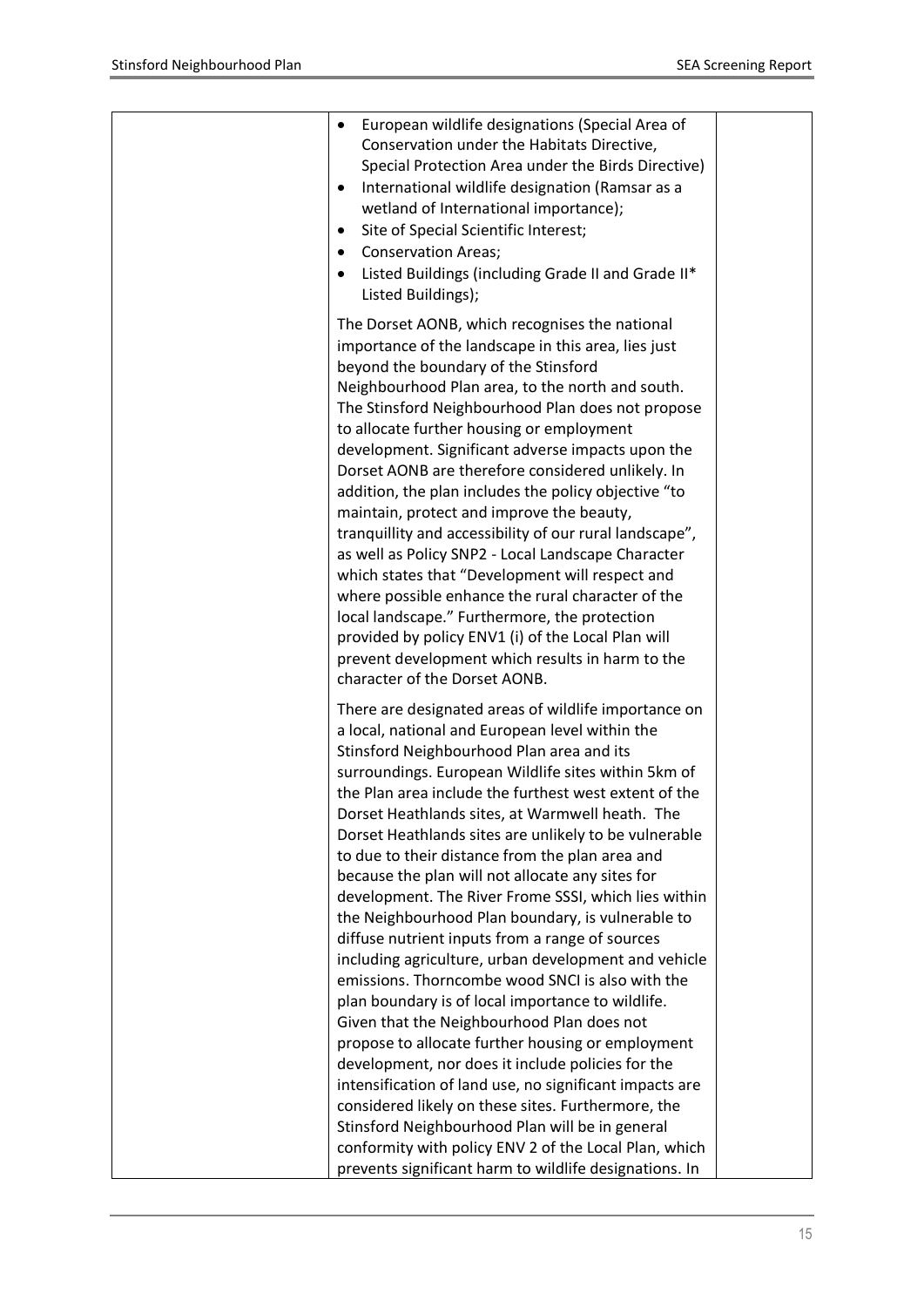| | • European wildlife designations (Special Area of Conservation under the Habitats Directive, Special Protection Area under the Birds Directive)<br>• International wildlife designation (Ramsar as a wetland of International importance);<br>• Site of Special Scientific Interest;<br>• Conservation Areas;<br>• Listed Buildings (including Grade II and Grade II* Listed Buildings);<br><br>The Dorset AONB, which recognises the national importance of the landscape in this area, lies just beyond the boundary of the Stinsford Neighbourhood Plan area, to the north and south. The Stinsford Neighbourhood Plan does not propose to allocate further housing or employment development. Significant adverse impacts upon the Dorset AONB are therefore considered unlikely. In addition, the plan includes the policy objective "to maintain, protect and improve the beauty, tranquillity and accessibility of our rural landscape", as well as Policy SNP2 - Local Landscape Character which states that "Development will respect and where possible enhance the rural character of the local landscape." Furthermore, the protection provided by policy ENV1 (i) of the Local Plan will prevent development which results in harm to the character of the Dorset AONB.<br><br>There are designated areas of wildlife importance on a local, national and European level within the Stinsford Neighbourhood Plan area and its surroundings. European Wildlife sites within 5km of the Plan area include the furthest west extent of the Dorset Heathlands sites, at Warmwell heath. The Dorset Heathlands sites are unlikely to be vulnerable to due to their distance from the plan area and because the plan will not allocate any sites for development. The River Frome SSSI, which lies within the Neighbourhood Plan boundary, is vulnerable to diffuse nutrient inputs from a range of sources including agriculture, urban development and vehicle emissions. Thorncombe wood SNCI is also with the plan boundary is of local importance to wildlife. Given that the Neighbourhood Plan does not propose to allocate further housing or employment development, nor does it include policies for the intensification of land use, no significant impacts are considered likely on these sites. Furthermore, the Stinsford Neighbourhood Plan will be in general conformity with policy ENV 2 of the Local Plan, which prevents significant harm to wildlife designations. In | |
|---|---|---|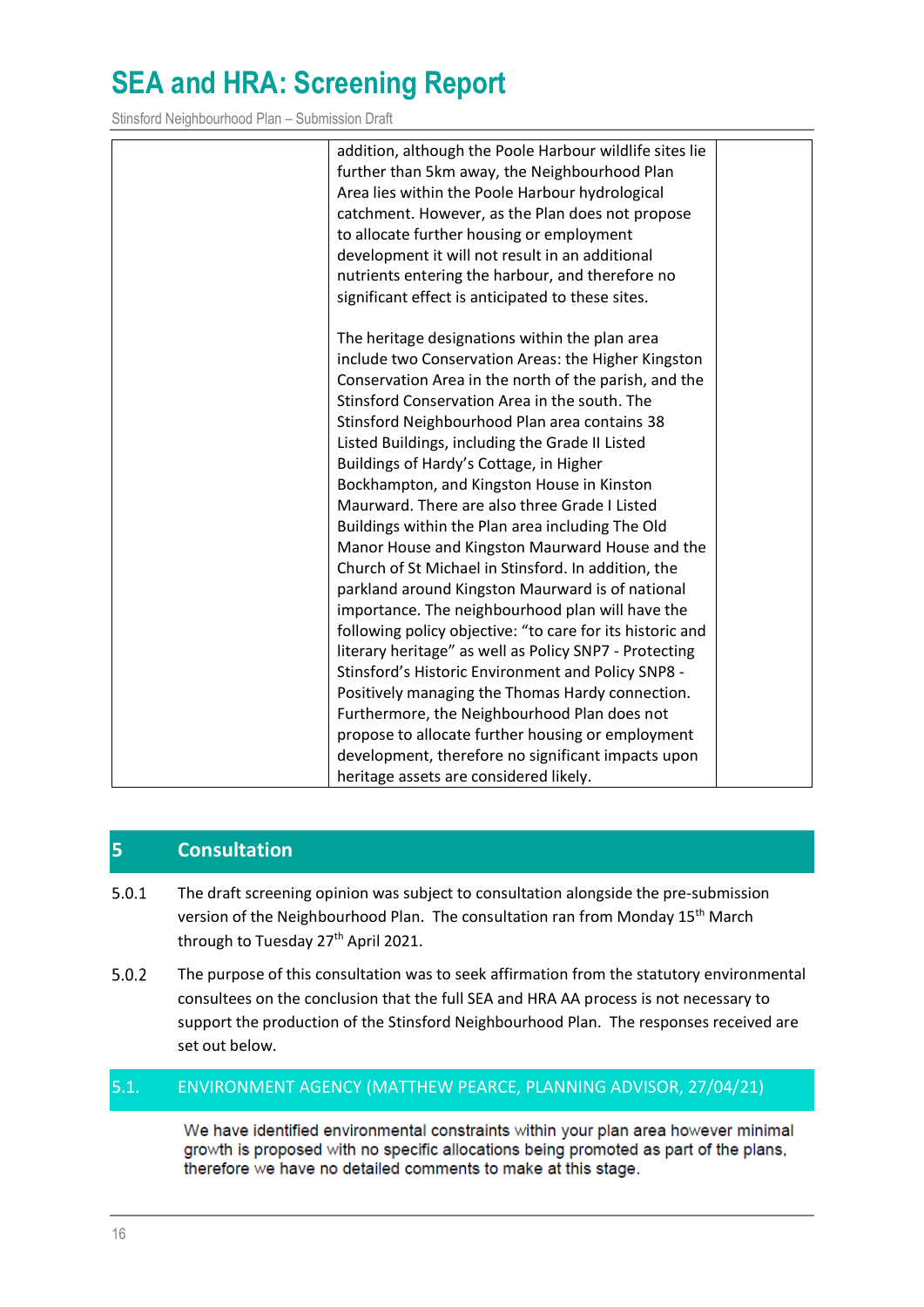| | addition, although the Poole Harbour wildlife sites lie further than 5km away, the Neighbourhood Plan Area lies within the Poole Harbour hydrological catchment. However, as the Plan does not propose to allocate further housing or employment development it will not result in an additional nutrients entering the harbour, and therefore no significant effect is anticipated to these sites.<br><br>The heritage designations within the plan area include two Conservation Areas: the Higher Kingston Conservation Area in the north of the parish, and the Stinsford Conservation Area in the south. The Stinsford Neighbourhood Plan area contains 38 Listed Buildings, including the Grade II Listed Buildings of Hardy's Cottage, in Higher Bockhampton, and Kingston House in Kinston Maurward. There are also three Grade I Listed Buildings within the Plan area including The Old Manor House and Kingston Maurward House and the Church of St Michael in Stinsford. In addition, the parkland around Kingston Maurward is of national importance. The neighbourhood plan will have the following policy objective: "to care for its historic and literary heritage" as well as Policy SNP7 - Protecting Stinsford's Historic Environment and Policy SNP8 - Positively managing the Thomas Hardy connection. Furthermore, the Neighbourhood Plan does not propose to allocate further housing or employment development, therefore no significant impacts upon heritage assets are considered likely. | |
|---|---|---|

## 5 Consultation

5.0.1 The draft screening opinion was subject to consultation alongside the pre-submission version of the Neighbourhood Plan. The consultation ran from Monday 15th March through to Tuesday 27th April 2021.

5.0.2 The purpose of this consultation was to seek affirmation from the statutory environmental consultees on the conclusion that the full SEA and HRA AA process is not necessary to support the production of the Stinsford Neighbourhood Plan. The responses received are set out below.

### 5.1. ENVIRONMENT AGENCY (MATTHEW PEARCE, PLANNING ADVISOR, 27/04/21)

We have identified environmental constraints within your plan area however minimal growth is proposed with no specific allocations being promoted as part of the plans, therefore we have no detailed comments to make at this stage.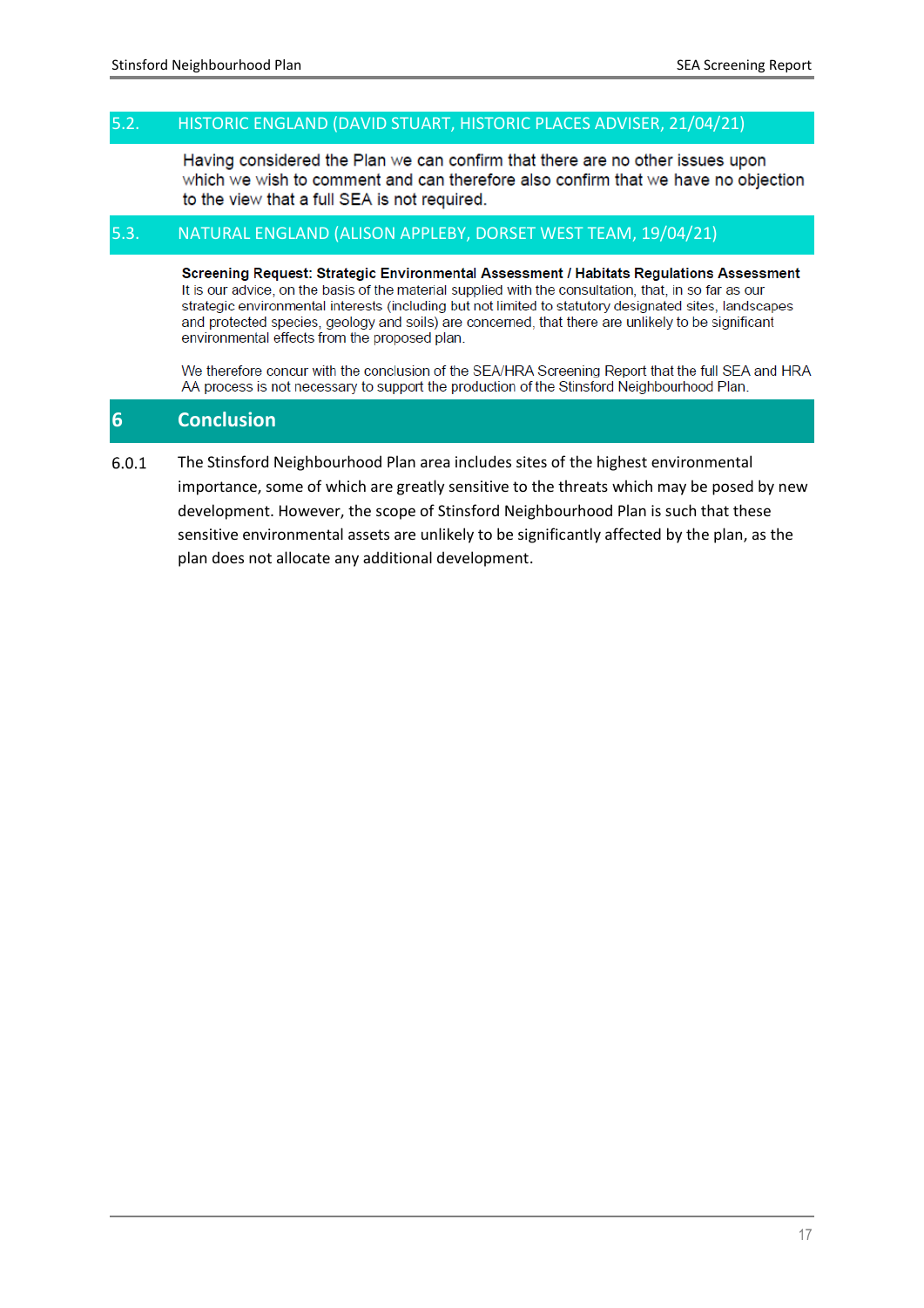## 5.2. HISTORIC ENGLAND (DAVID STUART, HISTORIC PLACES ADVISER, 21/04/21)

Having considered the Plan we can confirm that there are no other issues upon which we wish to comment and can therefore also confirm that we have no objection to the view that a full SEA is not required.

## 5.3. NATURAL ENGLAND (ALISON APPLEBY, DORSET WEST TEAM, 19/04/21)

**Screening Request: Strategic Environmental Assessment / Habitats Regulations Assessment**
It is our advice, on the basis of the material supplied with the consultation, that, in so far as our strategic environmental interests (including but not limited to statutory designated sites, landscapes and protected species, geology and soils) are concerned, that there are unlikely to be significant environmental effects from the proposed plan.

We therefore concur with the conclusion of the SEA/HRA Screening Report that the full SEA and HRA AA process is not necessary to support the production of the Stinsford Neighbourhood Plan.

# 6 Conclusion

6.0.1 The Stinsford Neighbourhood Plan area includes sites of the highest environmental importance, some of which are greatly sensitive to the threats which may be posed by new development. However, the scope of Stinsford Neighbourhood Plan is such that these sensitive environmental assets are unlikely to be significantly affected by the plan, as the plan does not allocate any additional development.